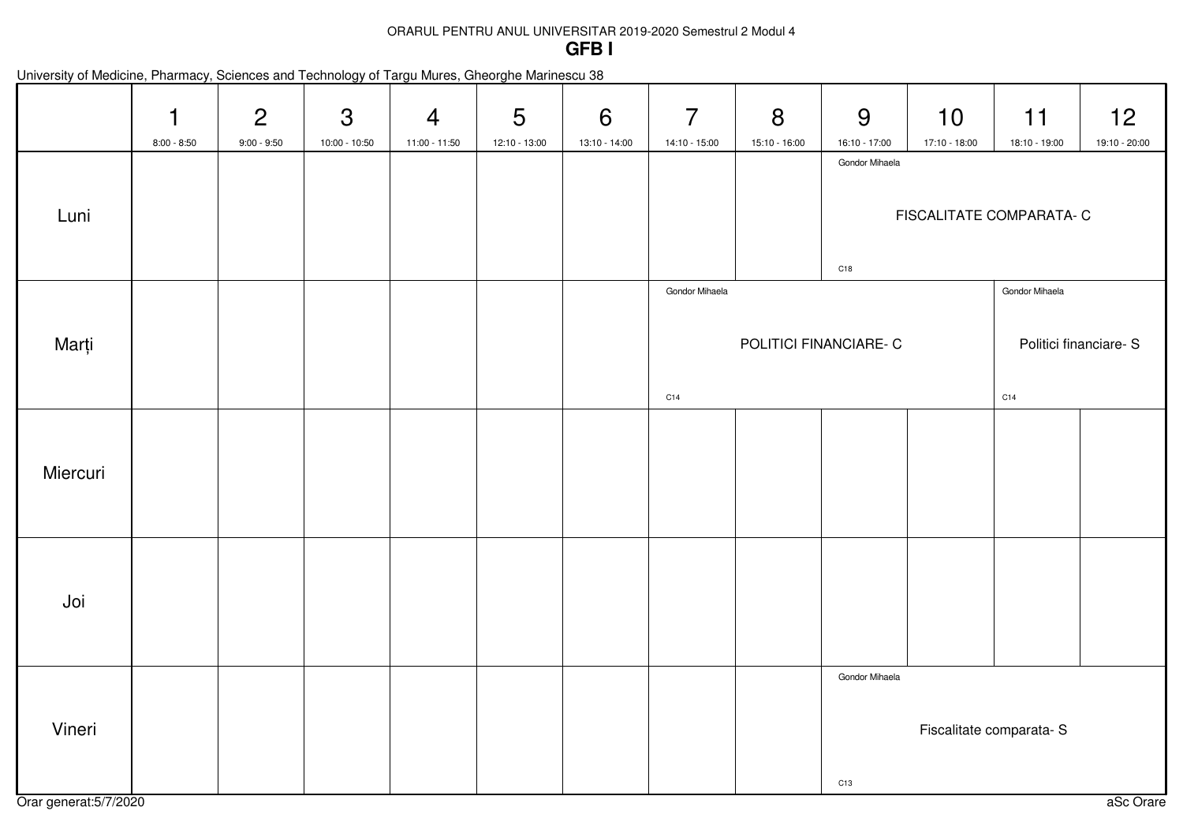ORARUL PENTRU ANUL UNIVERSITAR 2019-2020 Semestrul 2 Modul 4

# GFB I

University of Medicine, Pharmacy, Sciences and Technology of Targu Mures, Gheorghe Marinescu 38

| | 1<br>8:00 - 8:50 | 2<br>9:00 - 9:50 | 3<br>10:00 - 10:50 | 4<br>11:00 - 11:50 | 5<br>12:10 - 13:00 | 6<br>13:10 - 14:00 | 7<br>14:10 - 15:00 | 8<br>15:10 - 16:00 | 9<br>16:10 - 17:00 | 10<br>17:10 - 18:00 | 11<br>18:10 - 19:00 | 12<br>19:10 - 20:00 |
|---|---|---|---|---|---|---|---|---|---|---|---|---|
| Luni | | | | | | | | | Gondor Mihaela<br>FISCALITATE COMPARATA- C<br>C18 | | | |
| Marți | | | | | | | Gondor Mihaela<br>POLITICI FINANCIARE- C<br>C14 | | | | Gondor Mihaela<br>Politici financiare- S<br>C14 | |
| Miercuri | | | | | | | | | | | | |
| Joi | | | | | | | | | | | | |
| Vineri | | | | | | | | | Gondor Mihaela<br>Fiscalitate comparata- S<br>C13 | | | |

Orar generat:5/7/2020

aSc Orare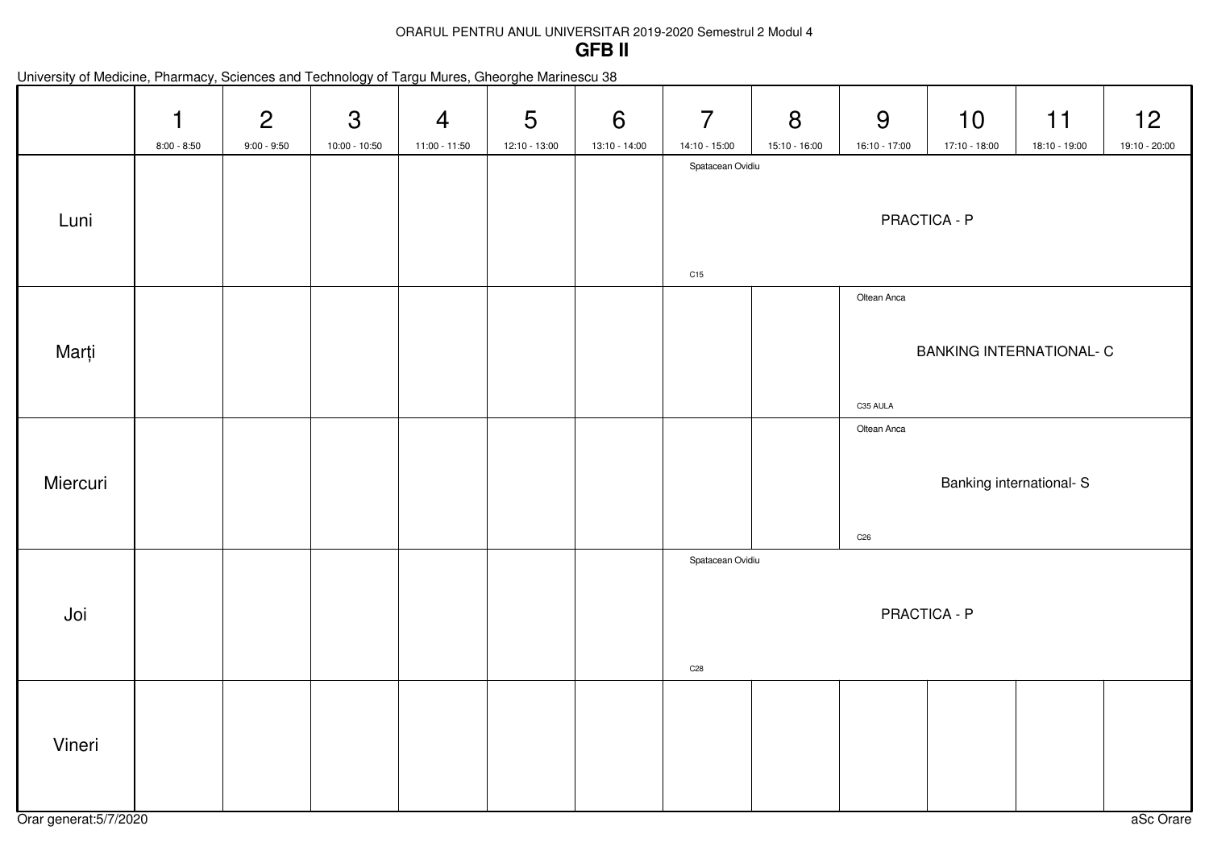ORARUL PENTRU ANUL UNIVERSITAR 2019-2020 Semestrul 2 Modul 4

**GFB II**

University of Medicine, Pharmacy, Sciences and Technology of Targu Mures, Gheorghe Marinescu 38

| | 1<br>8:00 - 8:50 | 2<br>9:00 - 9:50 | 3<br>10:00 - 10:50 | 4<br>11:00 - 11:50 | 5<br>12:10 - 13:00 | 6<br>13:10 - 14:00 | 7<br>14:10 - 15:00 | 8<br>15:10 - 16:00 | 9<br>16:10 - 17:00 | 10<br>17:10 - 18:00 | 11<br>18:10 - 19:00 | 12<br>19:10 - 20:00 |
|---|---|---|---|---|---|---|---|---|---|---|---|---|
| Luni | | | | | | | Spatacean Ovidiu<br>PRACTICA - P<br>C15 | | | | | |
| Marți | | | | | | | | | Oltean Anca<br>BANKING INTERNATIONAL- C<br>C35 AULA | | | |
| Miercuri | | | | | | | | | Oltean Anca<br>Banking international- S<br>C26 | | | |
| Joi | | | | | | | Spatacean Ovidiu<br>PRACTICA - P<br>C28 | | | | | |
| Vineri | | | | | | | | | | | | |

Orar generat:5/7/2020

aSc Orare